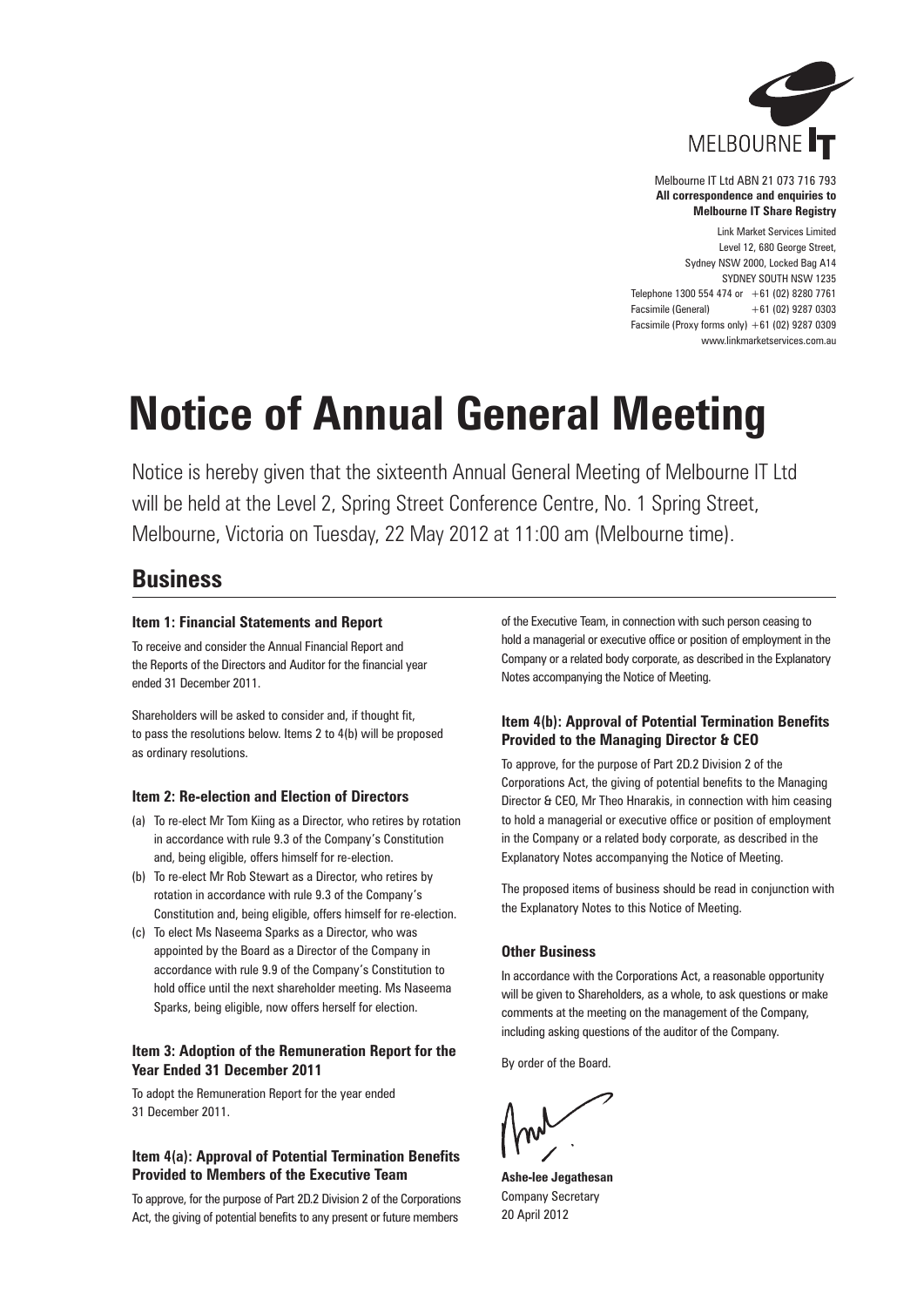MELBOURNE IT

Melbourne IT Ltd ABN 21 073 716 793
**All correspondence and enquiries to**
**Melbourne IT Share Registry**

Link Market Services Limited
Level 12, 680 George Street,
Sydney NSW 2000, Locked Bag A14
SYDNEY SOUTH NSW 1235
Telephone 1300 554 474 or +61 (02) 8280 7761
Facsimile (General) +61 (02) 9287 0303
Facsimile (Proxy forms only) +61 (02) 9287 0309
www.linkmarketservices.com.au

# Notice of Annual General Meeting

Notice is hereby given that the sixteenth Annual General Meeting of Melbourne IT Ltd will be held at the Level 2, Spring Street Conference Centre, No. 1 Spring Street, Melbourne, Victoria on Tuesday, 22 May 2012 at 11:00 am (Melbourne time).

## Business

### Item 1: Financial Statements and Report

To receive and consider the Annual Financial Report and the Reports of the Directors and Auditor for the financial year ended 31 December 2011.

Shareholders will be asked to consider and, if thought fit, to pass the resolutions below. Items 2 to 4(b) will be proposed as ordinary resolutions.

### Item 2: Re-election and Election of Directors

(a) To re-elect Mr Tom Kiing as a Director, who retires by rotation in accordance with rule 9.3 of the Company's Constitution and, being eligible, offers himself for re-election.

(b) To re-elect Mr Rob Stewart as a Director, who retires by rotation in accordance with rule 9.3 of the Company's Constitution and, being eligible, offers himself for re-election.

(c) To elect Ms Naseema Sparks as a Director, who was appointed by the Board as a Director of the Company in accordance with rule 9.9 of the Company's Constitution to hold office until the next shareholder meeting. Ms Naseema Sparks, being eligible, now offers herself for election.

### Item 3: Adoption of the Remuneration Report for the Year Ended 31 December 2011

To adopt the Remuneration Report for the year ended 31 December 2011.

### Item 4(a): Approval of Potential Termination Benefits Provided to Members of the Executive Team

To approve, for the purpose of Part 2D.2 Division 2 of the Corporations Act, the giving of potential benefits to any present or future members of the Executive Team, in connection with such person ceasing to hold a managerial or executive office or position of employment in the Company or a related body corporate, as described in the Explanatory Notes accompanying the Notice of Meeting.

### Item 4(b): Approval of Potential Termination Benefits Provided to the Managing Director & CEO

To approve, for the purpose of Part 2D.2 Division 2 of the Corporations Act, the giving of potential benefits to the Managing Director & CEO, Mr Theo Hnarakis, in connection with him ceasing to hold a managerial or executive office or position of employment in the Company or a related body corporate, as described in the Explanatory Notes accompanying the Notice of Meeting.

The proposed items of business should be read in conjunction with the Explanatory Notes to this Notice of Meeting.

### Other Business

In accordance with the Corporations Act, a reasonable opportunity will be given to Shareholders, as a whole, to ask questions or make comments at the meeting on the management of the Company, including asking questions of the auditor of the Company.

By order of the Board.

**Ashe-lee Jegathesan**
Company Secretary
20 April 2012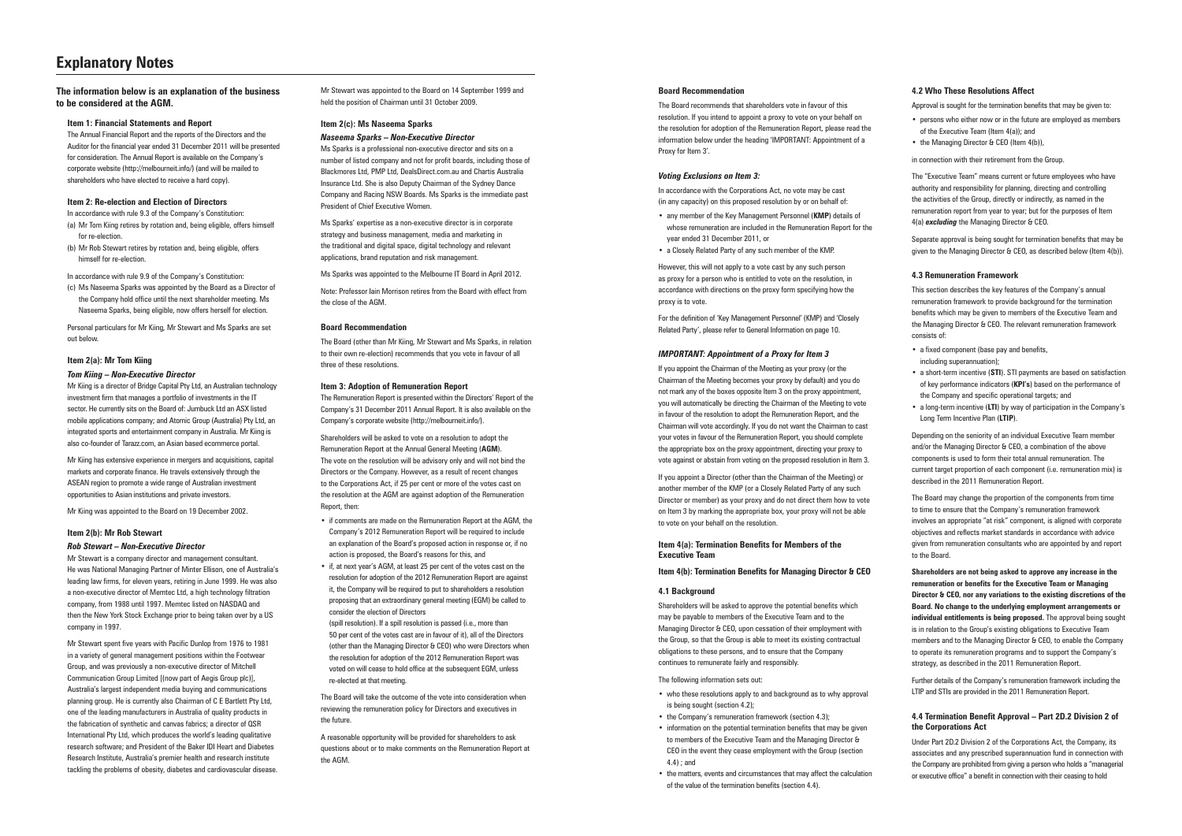# Explanatory Notes

**The information below is an explanation of the business to be considered at the AGM.**

### Item 1: Financial Statements and Report

The Annual Financial Report and the reports of the Directors and the Auditor for the financial year ended 31 December 2011 will be presented for consideration. The Annual Report is available on the Company's corporate website (http://melbourneit.info/) (and will be mailed to shareholders who have elected to receive a hard copy).

### Item 2: Re-election and Election of Directors

In accordance with rule 9.3 of the Company's Constitution:

(a) Mr Tom Kiing retires by rotation and, being eligible, offers himself for re-election.

(b) Mr Rob Stewart retires by rotation and, being eligible, offers himself for re-election.

In accordance with rule 9.9 of the Company's Constitution:

(c) Ms Naseema Sparks was appointed by the Board as a Director of the Company hold office until the next shareholder meeting. Ms Naseema Sparks, being eligible, now offers herself for election.

Personal particulars for Mr Kiing, Mr Stewart and Ms Sparks are set out below.

### Item 2(a): Mr Tom Kiing

***Tom Kiing – Non-Executive Director***

Mr Kiing is a director of Bridge Capital Pty Ltd, an Australian technology investment firm that manages a portfolio of investments in the IT sector. He currently sits on the Board of: Jumbuck Ltd an ASX listed mobile applications company; and Atomic Group (Australia) Pty Ltd, an integrated sports and entertainment company in Australia. Mr Kiing is also co-founder of Tarazz.com, an Asian based ecommerce portal.

Mr Kiing has extensive experience in mergers and acquisitions, capital markets and corporate finance. He travels extensively through the ASEAN region to promote a wide range of Australian investment opportunities to Asian institutions and private investors.

Mr Kiing was appointed to the Board on 19 December 2002.

### Item 2(b): Mr Rob Stewart

***Rob Stewart – Non-Executive Director***

Mr Stewart is a company director and management consultant. He was National Managing Partner of Minter Ellison, one of Australia's leading law firms, for eleven years, retiring in June 1999. He was also a non-executive director of Memtec Ltd, a high technology filtration company, from 1988 until 1997. Memtec listed on NASDAQ and then the New York Stock Exchange prior to being taken over by a US company in 1997.

Mr Stewart spent five years with Pacific Dunlop from 1976 to 1981 in a variety of general management positions within the Footwear Group, and was previously a non-executive director of Mitchell Communication Group Limited [(now part of Aegis Group plc)], Australia's largest independent media buying and communications planning group. He is currently also Chairman of C E Bartlett Pty Ltd, one of the leading manufacturers in Australia of quality products in the fabrication of synthetic and canvas fabrics; a director of QSR International Pty Ltd, which produces the world's leading qualitative research software; and President of the Baker IDI Heart and Diabetes Research Institute, Australia's premier health and research institute tackling the problems of obesity, diabetes and cardiovascular disease.

Mr Stewart was appointed to the Board on 14 September 1999 and held the position of Chairman until 31 October 2009.

### Item 2(c): Ms Naseema Sparks

***Naseema Sparks – Non-Executive Director***

Ms Sparks is a professional non-executive director and sits on a number of listed company and not for profit boards, including those of Blackmores Ltd, PMP Ltd, DealsDirect.com.au and Chartis Australia Insurance Ltd. She is also Deputy Chairman of the Sydney Dance Company and Racing NSW Boards. Ms Sparks is the immediate past President of Chief Executive Women.

Ms Sparks' expertise as a non-executive director is in corporate strategy and business management, media and marketing in the traditional and digital space, digital technology and relevant applications, brand reputation and risk management.

Ms Sparks was appointed to the Melbourne IT Board in April 2012.

Note: Professor Iain Morrison retires from the Board with effect from the close of the AGM.

### Board Recommendation

The Board (other than Mr Kiing, Mr Stewart and Ms Sparks, in relation to their own re-election) recommends that you vote in favour of all three of these resolutions.

### Item 3: Adoption of Remuneration Report

The Remuneration Report is presented within the Directors' Report of the Company's 31 December 2011 Annual Report. It is also available on the Company's corporate website (http://melbourneit.info/).

Shareholders will be asked to vote on a resolution to adopt the Remuneration Report at the Annual General Meeting (**AGM**). The vote on the resolution will be advisory only and will not bind the Directors or the Company. However, as a result of recent changes to the Corporations Act, if 25 per cent or more of the votes cast on the resolution at the AGM are against adoption of the Remuneration Report, then:

- if comments are made on the Remuneration Report at the AGM, the Company's 2012 Remuneration Report will be required to include an explanation of the Board's proposed action in response or, if no action is proposed, the Board's reasons for this, and
- if, at next year's AGM, at least 25 per cent of the votes cast on the resolution for adoption of the 2012 Remuneration Report are against it, the Company will be required to put to shareholders a resolution proposing that an extraordinary general meeting (EGM) be called to consider the election of Directors
  (spill resolution). If a spill resolution is passed (i.e., more than 50 per cent of the votes cast are in favour of it), all of the Directors (other than the Managing Director & CEO) who were Directors when the resolution for adoption of the 2012 Remuneration Report was voted on will cease to hold office at the subsequent EGM, unless re-elected at that meeting.

The Board will take the outcome of the vote into consideration when reviewing the remuneration policy for Directors and executives in the future.

A reasonable opportunity will be provided for shareholders to ask questions about or to make comments on the Remuneration Report at the AGM.

### Board Recommendation

The Board recommends that shareholders vote in favour of this resolution. If you intend to appoint a proxy to vote on your behalf on the resolution for adoption of the Remuneration Report, please read the information below under the heading 'IMPORTANT: Appointment of a Proxy for Item 3'.

***Voting Exclusions on Item 3:***

In accordance with the Corporations Act, no vote may be cast (in any capacity) on this proposed resolution by or on behalf of:

- any member of the Key Management Personnel (**KMP**) details of whose remuneration are included in the Remuneration Report for the year ended 31 December 2011, or
- a Closely Related Party of any such member of the KMP.

However, this will not apply to a vote cast by any such person as proxy for a person who is entitled to vote on the resolution, in accordance with directions on the proxy form specifying how the proxy is to vote.

For the definition of 'Key Management Personnel' (KMP) and 'Closely Related Party', please refer to General Information on page 10.

***IMPORTANT: Appointment of a Proxy for Item 3***

If you appoint the Chairman of the Meeting as your proxy (or the Chairman of the Meeting becomes your proxy by default) and you do not mark any of the boxes opposite Item 3 on the proxy appointment, you will automatically be directing the Chairman of the Meeting to vote in favour of the resolution to adopt the Remuneration Report, and the Chairman will vote accordingly. If you do not want the Chairman to cast your votes in favour of the Remuneration Report, you should complete the appropriate box on the proxy appointment, directing your proxy to vote against or abstain from voting on the proposed resolution in Item 3.

If you appoint a Director (other than the Chairman of the Meeting) or another member of the KMP (or a Closely Related Party of any such Director or member) as your proxy and do not direct them how to vote on Item 3 by marking the appropriate box, your proxy will not be able to vote on your behalf on the resolution.

### Item 4(a): Termination Benefits for Members of the Executive Team

### Item 4(b): Termination Benefits for Managing Director & CEO

#### 4.1 Background

Shareholders will be asked to approve the potential benefits which may be payable to members of the Executive Team and to the Managing Director & CEO, upon cessation of their employment with the Group, so that the Group is able to meet its existing contractual obligations to these persons, and to ensure that the Company continues to remunerate fairly and responsibly.

The following information sets out:

- who these resolutions apply to and background as to why approval is being sought (section 4.2);
- the Company's remuneration framework (section 4.3);
- information on the potential termination benefits that may be given to members of the Executive Team and the Managing Director & CEO in the event they cease employment with the Group (section 4.4) ; and
- the matters, events and circumstances that may affect the calculation of the value of the termination benefits (section 4.4).

#### 4.2 Who These Resolutions Affect

Approval is sought for the termination benefits that may be given to:

- persons who either now or in the future are employed as members of the Executive Team (Item 4(a)); and
- the Managing Director & CEO (Item 4(b)),

in connection with their retirement from the Group.

The "Executive Team" means current or future employees who have authority and responsibility for planning, directing and controlling the activities of the Group, directly or indirectly, as named in the remuneration report from year to year; but for the purposes of Item 4(a) ***excluding*** the Managing Director & CEO.

Separate approval is being sought for termination benefits that may be given to the Managing Director & CEO, as described below (Item 4(b)).

#### 4.3 Remuneration Framework

This section describes the key features of the Company's annual remuneration framework to provide background for the termination benefits which may be given to members of the Executive Team and the Managing Director & CEO. The relevant remuneration framework consists of:

- a fixed component (base pay and benefits, including superannuation);
- a short-term incentive (**STI**). STI payments are based on satisfaction of key performance indicators (**KPI's**) based on the performance of the Company and specific operational targets; and
- a long-term incentive (**LTI**) by way of participation in the Company's Long Term Incentive Plan (**LTIP**).

Depending on the seniority of an individual Executive Team member and/or the Managing Director & CEO, a combination of the above components is used to form their total annual remuneration. The current target proportion of each component (i.e. remuneration mix) is described in the 2011 Remuneration Report.

The Board may change the proportion of the components from time to time to ensure that the Company's remuneration framework involves an appropriate "at risk" component, is aligned with corporate objectives and reflects market standards in accordance with advice given from remuneration consultants who are appointed by and report to the Board.

**Shareholders are not being asked to approve any increase in the remuneration or benefits for the Executive Team or Managing Director & CEO, nor any variations to the existing discretions of the Board. No change to the underlying employment arrangements or individual entitlements is being proposed.** The approval being sought is in relation to the Group's existing obligations to Executive Team members and to the Managing Director & CEO, to enable the Company to operate its remuneration programs and to support the Company's strategy, as described in the 2011 Remuneration Report.

Further details of the Company's remuneration framework including the LTIP and STIs are provided in the 2011 Remuneration Report.

#### 4.4 Termination Benefit Approval – Part 2D.2 Division 2 of the Corporations Act

Under Part 2D.2 Division 2 of the Corporations Act, the Company, its associates and any prescribed superannuation fund in connection with the Company are prohibited from giving a person who holds a "managerial or executive office" a benefit in connection with their ceasing to hold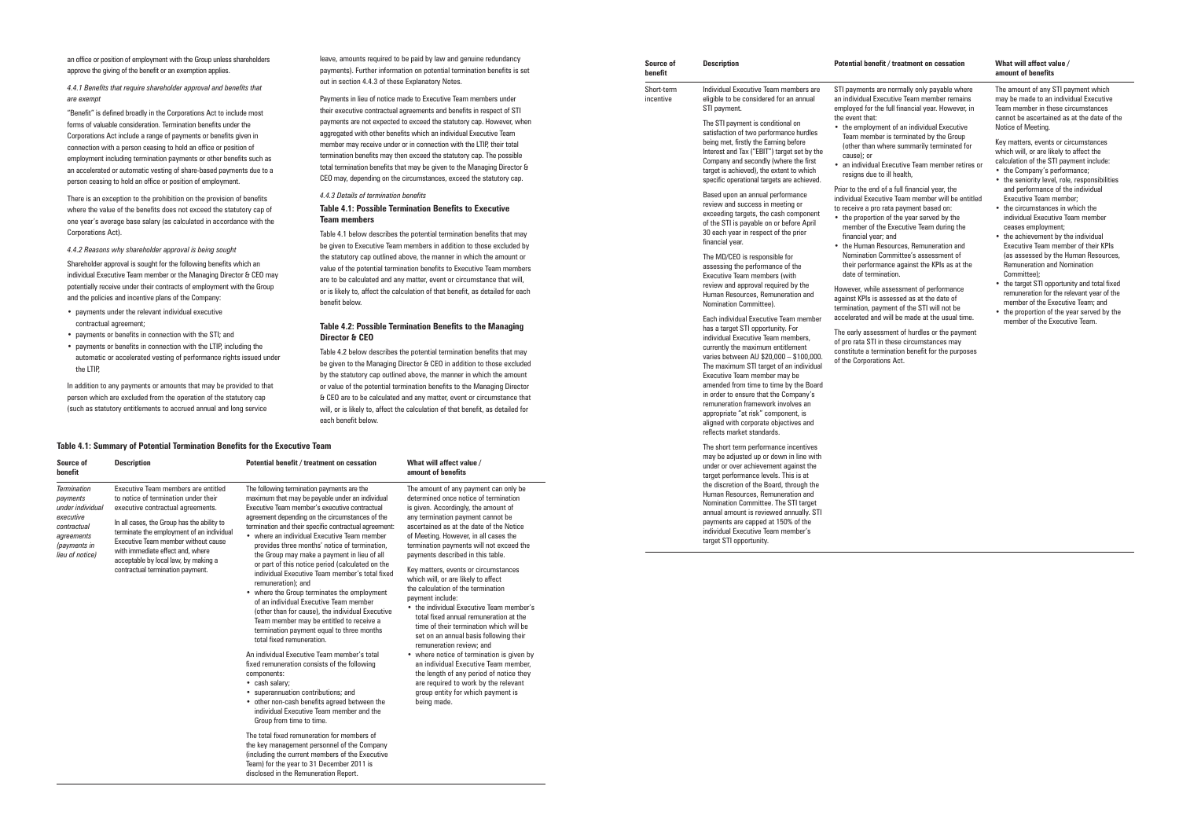an office or position of employment with the Group unless shareholders approve the giving of the benefit or an exemption applies.

*4.4.1 Benefits that require shareholder approval and benefits that are exempt*

"Benefit" is defined broadly in the Corporations Act to include most forms of valuable consideration. Termination benefits under the Corporations Act include a range of payments or benefits given in connection with a person ceasing to hold an office or position of employment including termination payments or other benefits such as an accelerated or automatic vesting of share-based payments due to a person ceasing to hold an office or position of employment.

There is an exception to the prohibition on the provision of benefits where the value of the benefits does not exceed the statutory cap of one year's average base salary (as calculated in accordance with the Corporations Act).

*4.4.2 Reasons why shareholder approval is being sought*

Shareholder approval is sought for the following benefits which an individual Executive Team member or the Managing Director & CEO may potentially receive under their contracts of employment with the Group and the policies and incentive plans of the Company:

- payments under the relevant individual executive contractual agreement;
- payments or benefits in connection with the STI; and
- payments or benefits in connection with the LTIP, including the automatic or accelerated vesting of performance rights issued under the LTIP.

In addition to any payments or amounts that may be provided to that person which are excluded from the operation of the statutory cap (such as statutory entitlements to accrued annual and long service leave, amounts required to be paid by law and genuine redundancy payments). Further information on potential termination benefits is set out in section 4.4.3 of these Explanatory Notes.

Payments in lieu of notice made to Executive Team members under their executive contractual agreements and benefits in respect of STI payments are not expected to exceed the statutory cap. However, when aggregated with other benefits which an individual Executive Team member may receive under or in connection with the LTIP, their total termination benefits may then exceed the statutory cap. The possible total termination benefits that may be given to the Managing Director & CEO may, depending on the circumstances, exceed the statutory cap.

*4.4.3 Details of termination benefits*

**Table 4.1: Possible Termination Benefits to Executive Team members**

Table 4.1 below describes the potential termination benefits that may be given to Executive Team members in addition to those excluded by the statutory cap outlined above, the manner in which the amount or value of the potential termination benefits to Executive Team members are to be calculated and any matter, event or circumstance that will, or is likely to, affect the calculation of that benefit, as detailed for each benefit below.

**Table 4.2: Possible Termination Benefits to the Managing Director & CEO**

Table 4.2 below describes the potential termination benefits that may be given to the Managing Director & CEO in addition to those excluded by the statutory cap outlined above, the manner in which the amount or value of the potential termination benefits to the Managing Director & CEO are to be calculated and any matter, event or circumstance that will, or is likely to, affect the calculation of that benefit, as detailed for each benefit below.

**Table 4.1: Summary of Potential Termination Benefits for the Executive Team**

| Source of benefit | Description | Potential benefit / treatment on cessation | What will affect value / amount of benefits |
|---|---|---|---|
| *Termination payments under individual executive contractual agreements (payments in lieu of notice)* | Executive Team members are entitled to notice of termination under their executive contractual agreements.<br><br>In all cases, the Group has the ability to terminate the employment of an individual Executive Team member without cause with immediate effect and, where acceptable by local law, by making a contractual termination payment. | The following termination payments are the maximum that may be payable under an individual Executive Team member's executive contractual agreement depending on the circumstances of the termination and their specific contractual agreement:<br>• where an individual Executive Team member provides three months' notice of termination, the Group may make a payment in lieu of all or part of this notice period (calculated on the individual Executive Team member's total fixed remuneration); and<br>• where the Group terminates the employment of an individual Executive Team member (other than for cause), the individual Executive Team member may be entitled to receive a termination payment equal to three months total fixed remuneration.<br><br>An individual Executive Team member's total fixed remuneration consists of the following components:<br>• cash salary;<br>• superannuation contributions; and<br>• other non-cash benefits agreed between the individual Executive Team member and the Group from time to time.<br><br>The total fixed remuneration for members of the key management personnel of the Company (including the current members of the Executive Team) for the year to 31 December 2011 is disclosed in the Remuneration Report. | The amount of any payment can only be determined once notice of termination is given. Accordingly, the amount of any termination payment cannot be ascertained as at the date of the Notice of Meeting. However, in all cases the termination payments will not exceed the payments described in this table.<br><br>Key matters, events or circumstances which will, or are likely to affect the calculation of the termination payment include:<br>• the individual Executive Team member's total fixed annual remuneration at the time of their termination which will be set on an annual basis following their remuneration review; and<br>• where notice of termination is given by an individual Executive Team member, the length of any period of notice they are required to work by the relevant group entity for which payment is being made. |
| Short-term incentive | Individual Executive Team members are eligible to be considered for an annual STI payment.<br><br>The STI payment is conditional on satisfaction of two performance hurdles being met, firstly the Earning before Interest and Tax ("EBIT") target set by the Company and secondly (where the first target is achieved), the extent to which specific operational targets are achieved.<br><br>Based upon an annual performance review and success in meeting or exceeding targets, the cash component of the STI is payable on or before April 30 each year in respect of the prior financial year.<br><br>The MD/CEO is responsible for assessing the performance of the Executive Team members (with review and approval required by the Human Resources, Remuneration and Nomination Committee).<br><br>Each individual Executive Team member has a target STI opportunity. For individual Executive Team members, currently the maximum entitlement varies between AU $20,000 – $100,000. The maximum STI target of an individual Executive Team member may be amended from time to time by the Board in order to ensure that the Company's remuneration framework involves an appropriate "at risk" component, is aligned with corporate objectives and reflects market standards.<br><br>The short term performance incentives may be adjusted up or down in line with under or over achievement against the target performance levels. This is at the discretion of the Board, through the Human Resources, Remuneration and Nomination Committee. The STI target annual amount is reviewed annually. STI payments are capped at 150% of the individual Executive Team member's target STI opportunity. | STI payments are normally only payable where an individual Executive Team member remains employed for the full financial year. However, in the event that:<br>• the employment of an individual Executive Team member is terminated by the Group (other than where summarily terminated for cause); or<br>• an individual Executive Team member retires or resigns due to ill health,<br><br>Prior to the end of a full financial year, the individual Executive Team member will be entitled to receive a pro rata payment based on:<br>• the proportion of the year served by the member of the Executive Team during the financial year; and<br>• the Human Resources, Remuneration and Nomination Committee's assessment of their performance against the KPIs as at the date of termination.<br><br>However, while assessment of performance against KPIs is assessed as at the date of termination, payment of the STI will not be accelerated and will be made at the usual time.<br><br>The early assessment of hurdles or the payment of pro rata STI in these circumstances may constitute a termination benefit for the purposes of the Corporations Act. | The amount of any STI payment which may be made to an individual Executive Team member in these circumstances cannot be ascertained as at the date of the Notice of Meeting.<br><br>Key matters, events or circumstances which will, or are likely to affect the calculation of the STI payment include:<br>• the Company's performance;<br>• the seniority level, role, responsibilities and performance of the individual Executive Team member;<br>• the circumstances in which the individual Executive Team member ceases employment;<br>• the achievement by the individual Executive Team member of their KPIs (as assessed by the Human Resources, Remuneration and Nomination Committee);<br>• the target STI opportunity and total fixed remuneration for the relevant year of the member of the Executive Team; and<br>• the proportion of the year served by the member of the Executive Team. |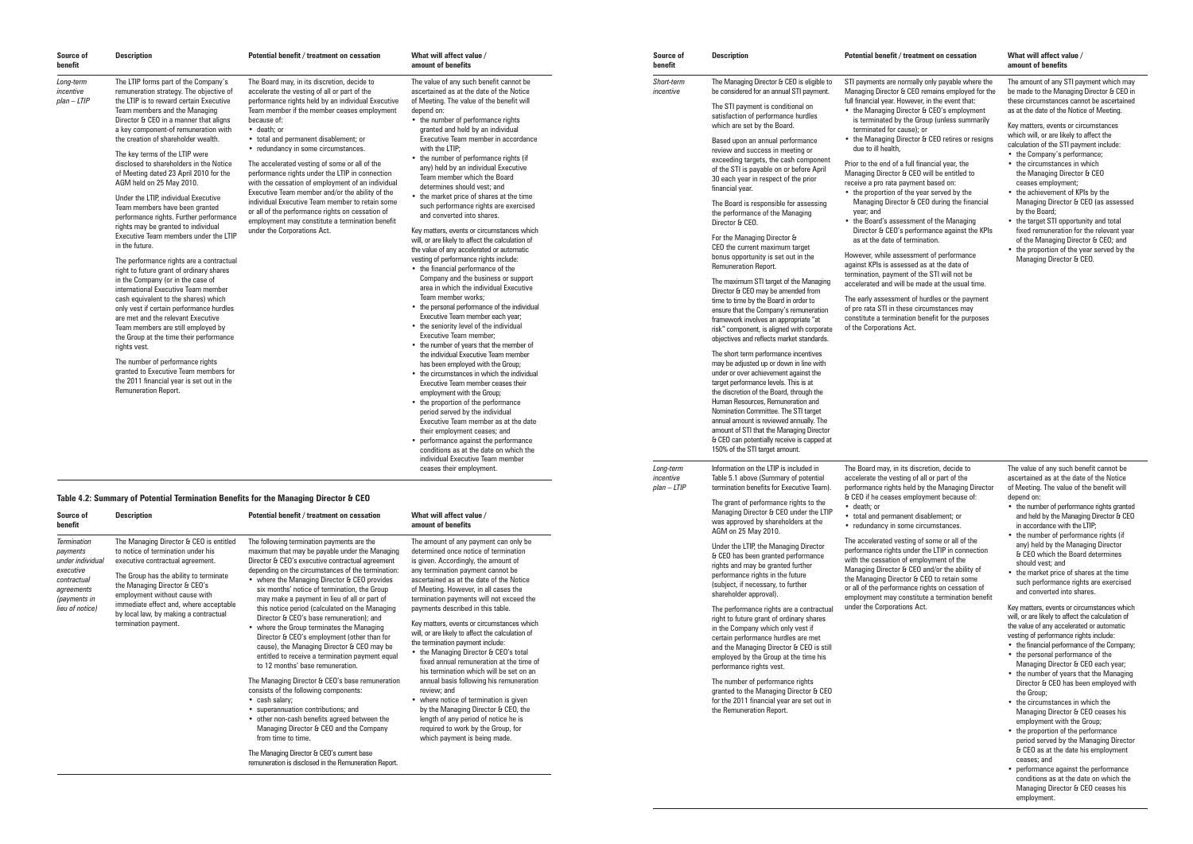| Source of benefit | Description | Potential benefit / treatment on cessation | What will affect value / amount of benefits |
|---|---|---|---|
| *Long-term incentive plan – LTIP* | The LTIP forms part of the Company's remuneration strategy. The objective of the LTIP is to reward certain Executive Team members and the Managing Director & CEO in a manner that aligns a key component-of remuneration with the creation of shareholder wealth.<br><br>The key terms of the LTIP were disclosed to shareholders in the Notice of Meeting dated 23 April 2010 for the AGM held on 25 May 2010.<br><br>Under the LTIP, individual Executive Team members have been granted performance rights. Further performance rights may be granted to individual Executive Team members under the LTIP in the future.<br><br>The performance rights are a contractual right to future grant of ordinary shares in the Company (or in the case of international Executive Team member cash equivalent to the shares) which only vest if certain performance hurdles are met and the relevant Executive Team members are still employed by the Group at the time their performance rights vest.<br><br>The number of performance rights granted to Executive Team members for the 2011 financial year is set out in the Remuneration Report. | The Board may, in its discretion, decide to accelerate the vesting of all or part of the performance rights held by an individual Executive Team member if the member ceases employment because of:<br>• death; or<br>• total and permanent disablement; or<br>• redundancy in some circumstances.<br><br>The accelerated vesting of some or all of the performance rights under the LTIP in connection with the cessation of employment of an individual Executive Team member and/or the ability of the individual Executive Team member to retain some or all of the performance rights on cessation of employment may constitute a termination benefit under the Corporations Act. | The value of any such benefit cannot be ascertained as at the date of the Notice of Meeting. The value of the benefit will depend on:<br>• the number of performance rights granted and held by an individual Executive Team member in accordance with the LTIP;<br>• the number of performance rights (if any) held by an individual Executive Team member which the Board determines should vest; and<br>• the market price of shares at the time such performance rights are exercised and converted into shares.<br><br>Key matters, events or circumstances which will, or are likely to affect the calculation of the value of any accelerated or automatic vesting of performance rights include:<br>• the financial performance of the Company and the business or support area in which the individual Executive Team member works;<br>• the personal performance of the individual Executive Team member each year;<br>• the seniority level of the individual Executive Team member;<br>• the number of years that the member of the individual Executive Team member has been employed with the Group;<br>• the circumstances in which the individual Executive Team member ceases their employment with the Group;<br>• the proportion of the performance period served by the individual Executive Team member as at the date their employment ceases; and<br>• performance against the performance conditions as at the date on which the individual Executive Team member ceases their employment. |

### Table 4.2: Summary of Potential Termination Benefits for the Managing Director & CEO

| Source of benefit | Description | Potential benefit / treatment on cessation | What will affect value / amount of benefits |
|---|---|---|---|
| *Termination payments under individual executive contractual agreements (payments in lieu of notice)* | The Managing Director & CEO is entitled to notice of termination under his executive contractual agreement.<br><br>The Group has the ability to terminate the Managing Director & CEO's employment without cause with immediate effect and, where acceptable by local law, by making a contractual termination payment. | The following termination payments are the maximum that may be payable under the Managing Director & CEO's executive contractual agreement depending on the circumstances of the termination:<br>• where the Managing Director & CEO provides six months' notice of termination, the Group may make a payment in lieu of all or part of this notice period (calculated on the Managing Director & CEO's base remuneration); and<br>• where the Group terminates the Managing Director & CEO's employment (other than for cause), the Managing Director & CEO may be entitled to receive a termination payment equal to 12 months' base remuneration.<br><br>The Managing Director & CEO's base remuneration consists of the following components:<br>• cash salary;<br>• superannuation contributions; and<br>• other non-cash benefits agreed between the Managing Director & CEO and the Company from time to time.<br><br>The Managing Director & CEO's current base remuneration is disclosed in the Remuneration Report. | The amount of any payment can only be determined once notice of termination is given. Accordingly, the amount of any termination payment cannot be ascertained as at the date of the Notice of Meeting. However, in all cases the termination payments will not exceed the payments described in this table.<br><br>Key matters, events or circumstances which will, or are likely to affect the calculation of the termination payment include:<br>• the Managing Director & CEO's total fixed annual remuneration at the time of his termination which will be set on an annual basis following his remuneration review; and<br>• where notice of termination is given by the Managing Director & CEO, the length of any period of notice he is required to work by the Group, for which payment is being made. |
| *Short-term incentive* | The Managing Director & CEO is eligible to be considered for an annual STI payment.<br><br>The STI payment is conditional on satisfaction of performance hurdles which are set by the Board.<br><br>Based upon an annual performance review and success in meeting or exceeding targets, the cash component of the STI is payable on or before April 30 each year in respect of the prior financial year.<br><br>The Board is responsible for assessing the performance of the Managing Director & CEO.<br><br>For the Managing Director & CEO the current maximum target bonus opportunity is set out in the Remuneration Report.<br><br>The maximum STI target of the Managing Director & CEO may be amended from time to time by the Board in order to ensure that the Company's remuneration framework involves an appropriate "at risk" component, is aligned with corporate objectives and reflects market standards.<br><br>The short term performance incentives may be adjusted up or down in line with under or over achievement against the target performance levels. This is at the discretion of the Board, through the Human Resources, Remuneration and Nomination Committee. The STI target annual amount is reviewed annually. The amount of STI that the Managing Director & CEO can potentially receive is capped at 150% of the STI target amount. | STI payments are normally only payable where the Managing Director & CEO remains employed for the full financial year. However, in the event that:<br>• the Managing Director & CEO's employment is terminated by the Group (unless summarily terminated for cause); or<br>• the Managing Director & CEO retires or resigns due to ill health,<br><br>Prior to the end of a full financial year, the Managing Director & CEO will be entitled to receive a pro rata payment based on:<br>• the proportion of the year served by the Managing Director & CEO during the financial year; and<br>• the Board's assessment of the Managing Director & CEO's performance against the KPIs as at the date of termination.<br><br>However, while assessment of performance against KPIs is assessed as at the date of termination, payment of the STI will not be accelerated and will be made at the usual time.<br><br>The early assessment of hurdles or the payment of pro rata STI in these circumstances may constitute a termination benefit for the purposes of the Corporations Act. | The amount of any STI payment which may be made to the Managing Director & CEO in these circumstances cannot be ascertained as at the date of the Notice of Meeting.<br><br>Key matters, events or circumstances which will, or are likely to affect the calculation of the STI payment include:<br>• the Company's performance;<br>• the circumstances in which the Managing Director & CEO ceases employment;<br>• the achievement of KPIs by the Managing Director & CEO (as assessed by the Board;<br>• the target STI opportunity and total fixed remuneration for the relevant year of the Managing Director & CEO; and<br>• the proportion of the year served by the Managing Director & CEO. |
| *Long-term incentive plan – LTIP* | Information on the LTIP is included in Table 5.1 above (Summary of potential termination benefits for Executive Team).<br><br>The grant of performance rights to the Managing Director & CEO under the LTIP was approved by shareholders at the AGM on 25 May 2010.<br><br>Under the LTIP, the Managing Director & CEO has been granted performance rights and may be granted further performance rights in the future (subject, if necessary, to further shareholder approval).<br><br>The performance rights are a contractual right to future grant of ordinary shares in the Company which only vest if certain performance hurdles are met and the Managing Director & CEO is still employed by the Group at the time his performance rights vest.<br><br>The number of performance rights granted to the Managing Director & CEO for the 2011 financial year are set out in the Remuneration Report. | The Board may, in its discretion, decide to accelerate the vesting of all or part of the performance rights held by the Managing Director & CEO if he ceases employment because of:<br>• death; or<br>• total and permanent disablement; or<br>• redundancy in some circumstances.<br><br>The accelerated vesting of some or all of the performance rights under the LTIP in connection with the cessation of employment of the Managing Director & CEO and/or the ability of the Managing Director & CEO to retain some or all of the performance rights on cessation of employment may constitute a termination benefit under the Corporations Act. | The value of any such benefit cannot be ascertained as at the date of the Notice of Meeting. The value of the benefit will depend on:<br>• the number of performance rights granted and held by the Managing Director & CEO in accordance with the LTIP;<br>• the number of performance rights (if any) held by the Managing Director & CEO which the Board determines should vest; and<br>• the market price of shares at the time such performance rights are exercised and converted into shares.<br><br>Key matters, events or circumstances which will, or are likely to affect the calculation of the value of any accelerated or automatic vesting of performance rights include:<br>• the financial performance of the Company;<br>• the personal performance of the Managing Director & CEO each year;<br>• the number of years that the Managing Director & CEO has been employed with the Group;<br>• the circumstances in which the Managing Director & CEO ceases his employment with the Group;<br>• the proportion of the performance period served by the Managing Director & CEO as at the date his employment ceases; and<br>• performance against the performance conditions as at the date on which the Managing Director & CEO ceases his employment. |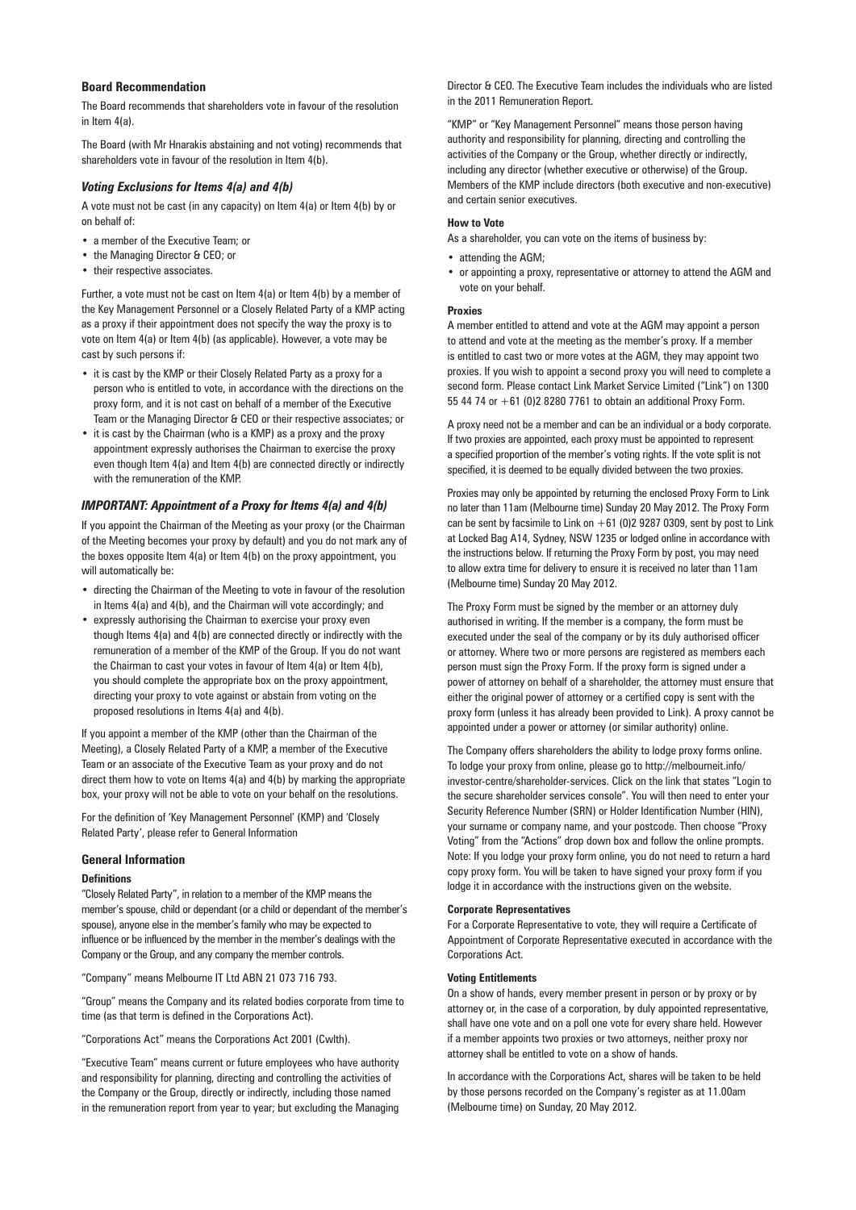### Board Recommendation

The Board recommends that shareholders vote in favour of the resolution in Item 4(a).

The Board (with Mr Hnarakis abstaining and not voting) recommends that shareholders vote in favour of the resolution in Item 4(b).

### *Voting Exclusions for Items 4(a) and 4(b)*

A vote must not be cast (in any capacity) on Item 4(a) or Item 4(b) by or on behalf of:

- a member of the Executive Team; or
- the Managing Director & CEO; or
- their respective associates.

Further, a vote must not be cast on Item 4(a) or Item 4(b) by a member of the Key Management Personnel or a Closely Related Party of a KMP acting as a proxy if their appointment does not specify the way the proxy is to vote on Item 4(a) or Item 4(b) (as applicable). However, a vote may be cast by such persons if:

- it is cast by the KMP or their Closely Related Party as a proxy for a person who is entitled to vote, in accordance with the directions on the proxy form, and it is not cast on behalf of a member of the Executive Team or the Managing Director & CEO or their respective associates; or
- it is cast by the Chairman (who is a KMP) as a proxy and the proxy appointment expressly authorises the Chairman to exercise the proxy even though Item 4(a) and Item 4(b) are connected directly or indirectly with the remuneration of the KMP.

### *IMPORTANT: Appointment of a Proxy for Items 4(a) and 4(b)*

If you appoint the Chairman of the Meeting as your proxy (or the Chairman of the Meeting becomes your proxy by default) and you do not mark any of the boxes opposite Item 4(a) or Item 4(b) on the proxy appointment, you will automatically be:

- directing the Chairman of the Meeting to vote in favour of the resolution in Items 4(a) and 4(b), and the Chairman will vote accordingly; and
- expressly authorising the Chairman to exercise your proxy even though Items 4(a) and 4(b) are connected directly or indirectly with the remuneration of a member of the KMP of the Group. If you do not want the Chairman to cast your votes in favour of Item 4(a) or Item 4(b), you should complete the appropriate box on the proxy appointment, directing your proxy to vote against or abstain from voting on the proposed resolutions in Items 4(a) and 4(b).

If you appoint a member of the KMP (other than the Chairman of the Meeting), a Closely Related Party of a KMP, a member of the Executive Team or an associate of the Executive Team as your proxy and do not direct them how to vote on Items 4(a) and 4(b) by marking the appropriate box, your proxy will not be able to vote on your behalf on the resolutions.

For the definition of 'Key Management Personnel' (KMP) and 'Closely Related Party', please refer to General Information

## General Information

#### Definitions

"Closely Related Party", in relation to a member of the KMP means the member's spouse, child or dependant (or a child or dependant of the member's spouse), anyone else in the member's family who may be expected to influence or be influenced by the member in the member's dealings with the Company or the Group, and any company the member controls.

"Company" means Melbourne IT Ltd ABN 21 073 716 793.

"Group" means the Company and its related bodies corporate from time to time (as that term is defined in the Corporations Act).

"Corporations Act" means the Corporations Act 2001 (Cwlth).

"Executive Team" means current or future employees who have authority and responsibility for planning, directing and controlling the activities of the Company or the Group, directly or indirectly, including those named in the remuneration report from year to year; but excluding the Managing Director & CEO. The Executive Team includes the individuals who are listed in the 2011 Remuneration Report.

"KMP" or "Key Management Personnel" means those person having authority and responsibility for planning, directing and controlling the activities of the Company or the Group, whether directly or indirectly, including any director (whether executive or otherwise) of the Group. Members of the KMP include directors (both executive and non-executive) and certain senior executives.

#### How to Vote

As a shareholder, you can vote on the items of business by:

- attending the AGM;
- or appointing a proxy, representative or attorney to attend the AGM and vote on your behalf.

#### Proxies

A member entitled to attend and vote at the AGM may appoint a person to attend and vote at the meeting as the member's proxy. If a member is entitled to cast two or more votes at the AGM, they may appoint two proxies. If you wish to appoint a second proxy you will need to complete a second form. Please contact Link Market Service Limited ("Link") on 1300 55 44 74 or +61 (0)2 8280 7761 to obtain an additional Proxy Form.

A proxy need not be a member and can be an individual or a body corporate. If two proxies are appointed, each proxy must be appointed to represent a specified proportion of the member's voting rights. If the vote split is not specified, it is deemed to be equally divided between the two proxies.

Proxies may only be appointed by returning the enclosed Proxy Form to Link no later than 11am (Melbourne time) Sunday 20 May 2012. The Proxy Form can be sent by facsimile to Link on +61 (0)2 9287 0309, sent by post to Link at Locked Bag A14, Sydney, NSW 1235 or lodged online in accordance with the instructions below. If returning the Proxy Form by post, you may need to allow extra time for delivery to ensure it is received no later than 11am (Melbourne time) Sunday 20 May 2012.

The Proxy Form must be signed by the member or an attorney duly authorised in writing. If the member is a company, the form must be executed under the seal of the company or by its duly authorised officer or attorney. Where two or more persons are registered as members each person must sign the Proxy Form. If the proxy form is signed under a power of attorney on behalf of a shareholder, the attorney must ensure that either the original power of attorney or a certified copy is sent with the proxy form (unless it has already been provided to Link). A proxy cannot be appointed under a power or attorney (or similar authority) online.

The Company offers shareholders the ability to lodge proxy forms online. To lodge your proxy from online, please go to http://melbourneit.info/investor-centre/shareholder-services. Click on the link that states "Login to the secure shareholder services console". You will then need to enter your Security Reference Number (SRN) or Holder Identification Number (HIN), your surname or company name, and your postcode. Then choose "Proxy Voting" from the "Actions" drop down box and follow the online prompts. Note: If you lodge your proxy form online, you do not need to return a hard copy proxy form. You will be taken to have signed your proxy form if you lodge it in accordance with the instructions given on the website.

#### Corporate Representatives

For a Corporate Representative to vote, they will require a Certificate of Appointment of Corporate Representative executed in accordance with the Corporations Act.

#### Voting Entitlements

On a show of hands, every member present in person or by proxy or by attorney or, in the case of a corporation, by duly appointed representative, shall have one vote and on a poll one vote for every share held. However if a member appoints two proxies or two attorneys, neither proxy nor attorney shall be entitled to vote on a show of hands.

In accordance with the Corporations Act, shares will be taken to be held by those persons recorded on the Company's register as at 11.00am (Melbourne time) on Sunday, 20 May 2012.